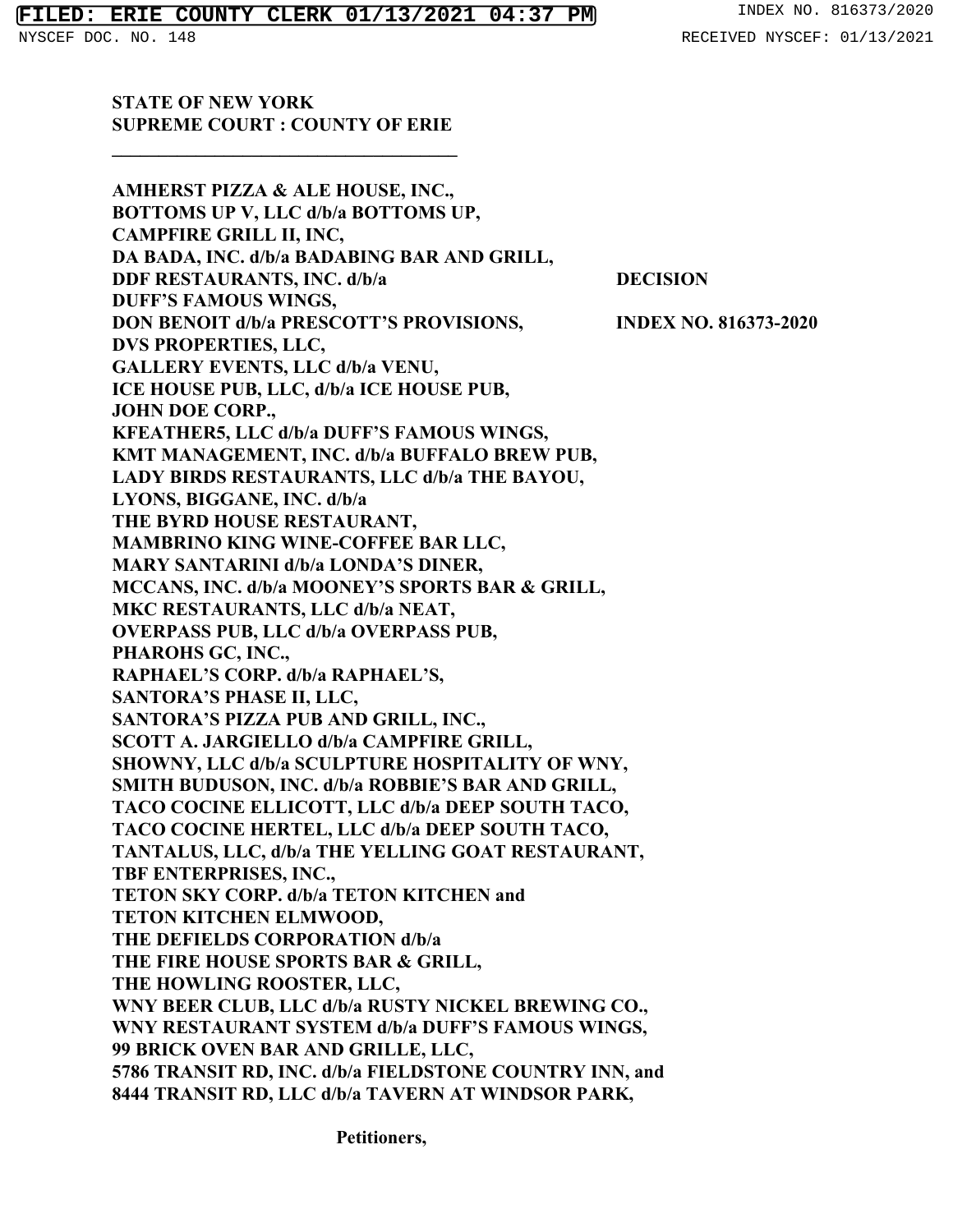**STATE OF NEW YORK**
**SUPREME COURT : COUNTY OF ERIE**

---

**AMHERST PIZZA & ALE HOUSE, INC.,**
**BOTTOMS UP V, LLC d/b/a BOTTOMS UP,**
**CAMPFIRE GRILL II, INC,**
**DA BADA, INC. d/b/a BADABING BAR AND GRILL,**
**DDF RESTAURANTS, INC. d/b/a**
**DUFF'S FAMOUS WINGS,**
**DON BENOIT d/b/a PRESCOTT'S PROVISIONS,**
**DVS PROPERTIES, LLC,**
**GALLERY EVENTS, LLC d/b/a VENU,**
**ICE HOUSE PUB, LLC, d/b/a ICE HOUSE PUB,**
**JOHN DOE CORP.,**
**KFEATHER5, LLC d/b/a DUFF'S FAMOUS WINGS,**
**KMT MANAGEMENT, INC. d/b/a BUFFALO BREW PUB,**
**LADY BIRDS RESTAURANTS, LLC d/b/a THE BAYOU,**
**LYONS, BIGGANE, INC. d/b/a**
**THE BYRD HOUSE RESTAURANT,**
**MAMBRINO KING WINE-COFFEE BAR LLC,**
**MARY SANTARINI d/b/a LONDA'S DINER,**
**MCCANS, INC. d/b/a MOONEY'S SPORTS BAR & GRILL,**
**MKC RESTAURANTS, LLC d/b/a NEAT,**
**OVERPASS PUB, LLC d/b/a OVERPASS PUB,**
**PHAROHS GC, INC.,**
**RAPHAEL'S CORP. d/b/a RAPHAEL'S,**
**SANTORA'S PHASE II, LLC,**
**SANTORA'S PIZZA PUB AND GRILL, INC.,**
**SCOTT A. JARGIELLO d/b/a CAMPFIRE GRILL,**
**SHOWNY, LLC d/b/a SCULPTURE HOSPITALITY OF WNY,**
**SMITH BUDUSON, INC. d/b/a ROBBIE'S BAR AND GRILL,**
**TACO COCINE ELLICOTT, LLC d/b/a DEEP SOUTH TACO,**
**TACO COCINE HERTEL, LLC d/b/a DEEP SOUTH TACO,**
**TANTALUS, LLC, d/b/a THE YELLING GOAT RESTAURANT,**
**TBF ENTERPRISES, INC.,**
**TETON SKY CORP. d/b/a TETON KITCHEN and**
**TETON KITCHEN ELMWOOD,**
**THE DEFIELDS CORPORATION d/b/a**
**THE FIRE HOUSE SPORTS BAR & GRILL,**
**THE HOWLING ROOSTER, LLC,**
**WNY BEER CLUB, LLC d/b/a RUSTY NICKEL BREWING CO.,**
**WNY RESTAURANT SYSTEM d/b/a DUFF'S FAMOUS WINGS,**
**99 BRICK OVEN BAR AND GRILLE, LLC,**
**5786 TRANSIT RD, INC. d/b/a FIELDSTONE COUNTRY INN, and**
**8444 TRANSIT RD, LLC d/b/a TAVERN AT WINDSOR PARK,**

**Petitioners,**

**DECISION**

**INDEX NO. 816373-2020**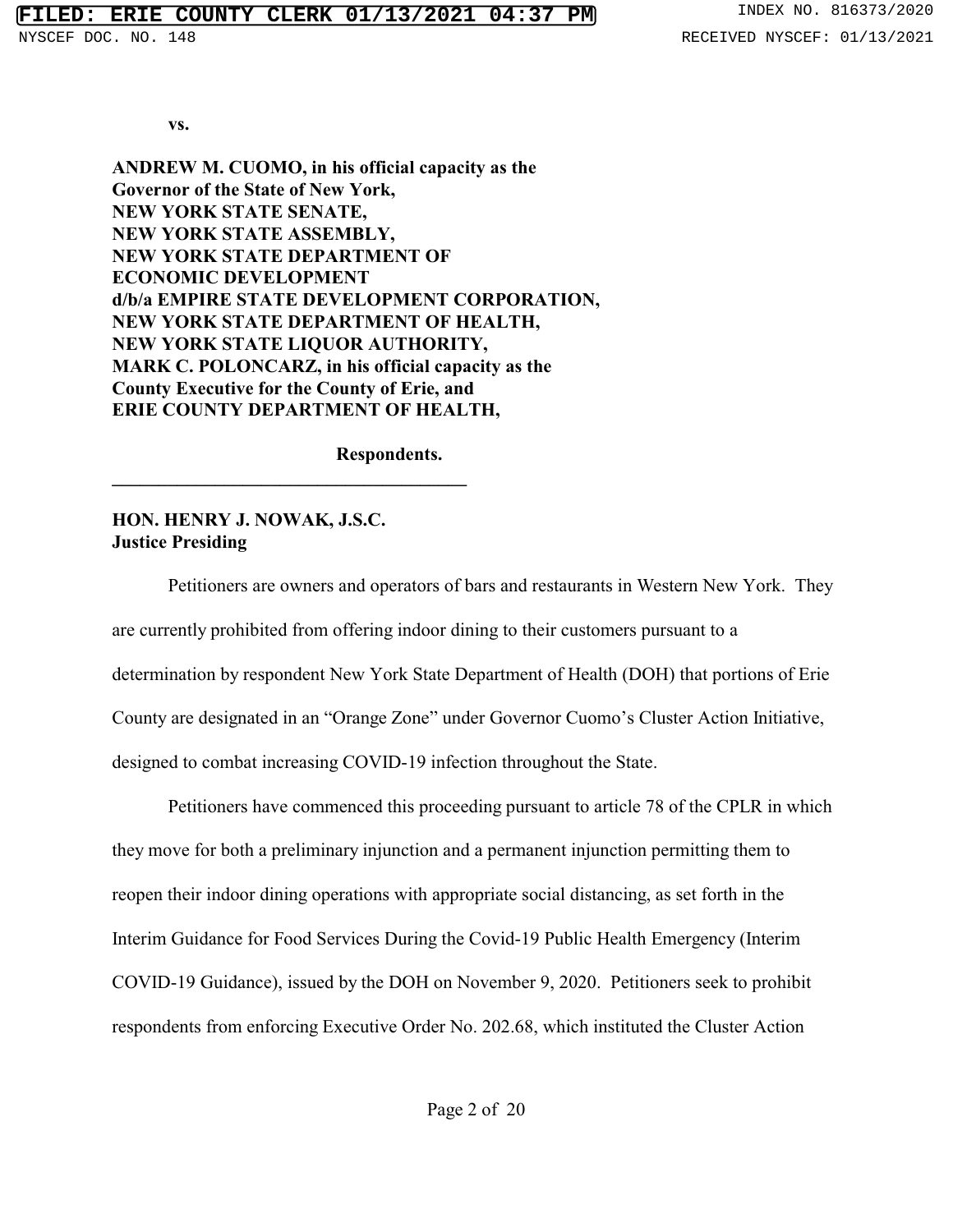**vs.**

**ANDREW M. CUOMO, in his official capacity as the Governor of the State of New York,**
**NEW YORK STATE SENATE,**
**NEW YORK STATE ASSEMBLY,**
**NEW YORK STATE DEPARTMENT OF ECONOMIC DEVELOPMENT d/b/a EMPIRE STATE DEVELOPMENT CORPORATION,**
**NEW YORK STATE DEPARTMENT OF HEALTH,**
**NEW YORK STATE LIQUOR AUTHORITY,**
**MARK C. POLONCARZ, in his official capacity as the County Executive for the County of Erie, and**
**ERIE COUNTY DEPARTMENT OF HEALTH,**

**Respondents.**

---

**HON. HENRY J. NOWAK, J.S.C.**
**Justice Presiding**

Petitioners are owners and operators of bars and restaurants in Western New York. They are currently prohibited from offering indoor dining to their customers pursuant to a determination by respondent New York State Department of Health (DOH) that portions of Erie County are designated in an "Orange Zone" under Governor Cuomo's Cluster Action Initiative, designed to combat increasing COVID-19 infection throughout the State.

Petitioners have commenced this proceeding pursuant to article 78 of the CPLR in which they move for both a preliminary injunction and a permanent injunction permitting them to reopen their indoor dining operations with appropriate social distancing, as set forth in the Interim Guidance for Food Services During the Covid-19 Public Health Emergency (Interim COVID-19 Guidance), issued by the DOH on November 9, 2020. Petitioners seek to prohibit respondents from enforcing Executive Order No. 202.68, which instituted the Cluster Action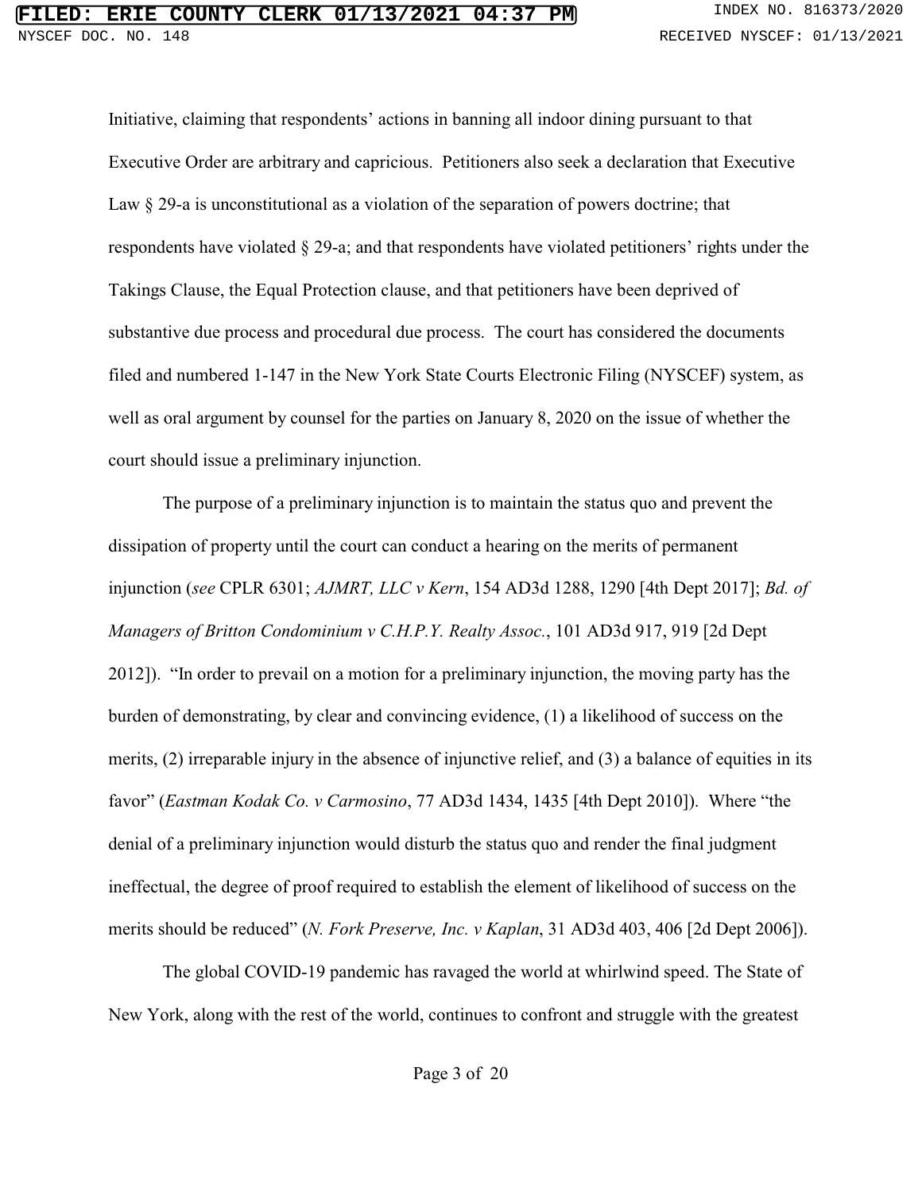Initiative, claiming that respondents' actions in banning all indoor dining pursuant to that Executive Order are arbitrary and capricious. Petitioners also seek a declaration that Executive Law § 29-a is unconstitutional as a violation of the separation of powers doctrine; that respondents have violated § 29-a; and that respondents have violated petitioners' rights under the Takings Clause, the Equal Protection clause, and that petitioners have been deprived of substantive due process and procedural due process. The court has considered the documents filed and numbered 1-147 in the New York State Courts Electronic Filing (NYSCEF) system, as well as oral argument by counsel for the parties on January 8, 2020 on the issue of whether the court should issue a preliminary injunction.

The purpose of a preliminary injunction is to maintain the status quo and prevent the dissipation of property until the court can conduct a hearing on the merits of permanent injunction (*see* CPLR 6301; *AJMRT, LLC v Kern*, 154 AD3d 1288, 1290 [4th Dept 2017]; *Bd. of Managers of Britton Condominium v C.H.P.Y. Realty Assoc.*, 101 AD3d 917, 919 [2d Dept 2012]). "In order to prevail on a motion for a preliminary injunction, the moving party has the burden of demonstrating, by clear and convincing evidence, (1) a likelihood of success on the merits, (2) irreparable injury in the absence of injunctive relief, and (3) a balance of equities in its favor" (*Eastman Kodak Co. v Carmosino*, 77 AD3d 1434, 1435 [4th Dept 2010]). Where "the denial of a preliminary injunction would disturb the status quo and render the final judgment ineffectual, the degree of proof required to establish the element of likelihood of success on the merits should be reduced" (*N. Fork Preserve, Inc. v Kaplan*, 31 AD3d 403, 406 [2d Dept 2006]).

The global COVID-19 pandemic has ravaged the world at whirlwind speed. The State of New York, along with the rest of the world, continues to confront and struggle with the greatest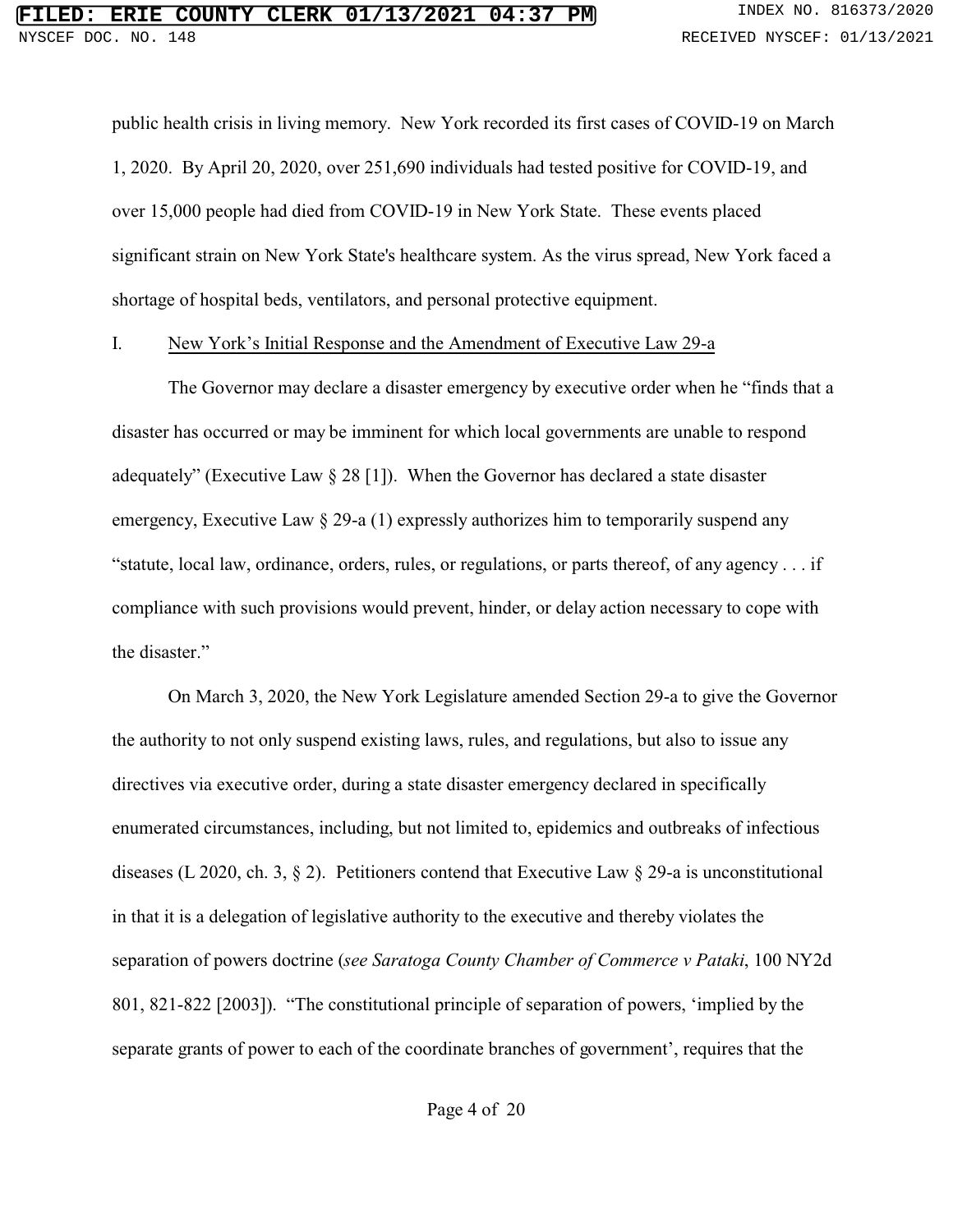public health crisis in living memory. New York recorded its first cases of COVID-19 on March 1, 2020. By April 20, 2020, over 251,690 individuals had tested positive for COVID-19, and over 15,000 people had died from COVID-19 in New York State. These events placed significant strain on New York State's healthcare system. As the virus spread, New York faced a shortage of hospital beds, ventilators, and personal protective equipment.

## I. New York's Initial Response and the Amendment of Executive Law 29-a

The Governor may declare a disaster emergency by executive order when he "finds that a disaster has occurred or may be imminent for which local governments are unable to respond adequately" (Executive Law § 28 [1]). When the Governor has declared a state disaster emergency, Executive Law § 29-a (1) expressly authorizes him to temporarily suspend any "statute, local law, ordinance, orders, rules, or regulations, or parts thereof, of any agency . . . if compliance with such provisions would prevent, hinder, or delay action necessary to cope with the disaster."

On March 3, 2020, the New York Legislature amended Section 29-a to give the Governor the authority to not only suspend existing laws, rules, and regulations, but also to issue any directives via executive order, during a state disaster emergency declared in specifically enumerated circumstances, including, but not limited to, epidemics and outbreaks of infectious diseases (L 2020, ch. 3, § 2). Petitioners contend that Executive Law § 29-a is unconstitutional in that it is a delegation of legislative authority to the executive and thereby violates the separation of powers doctrine (*see Saratoga County Chamber of Commerce v Pataki*, 100 NY2d 801, 821-822 [2003]). "The constitutional principle of separation of powers, 'implied by the separate grants of power to each of the coordinate branches of government', requires that the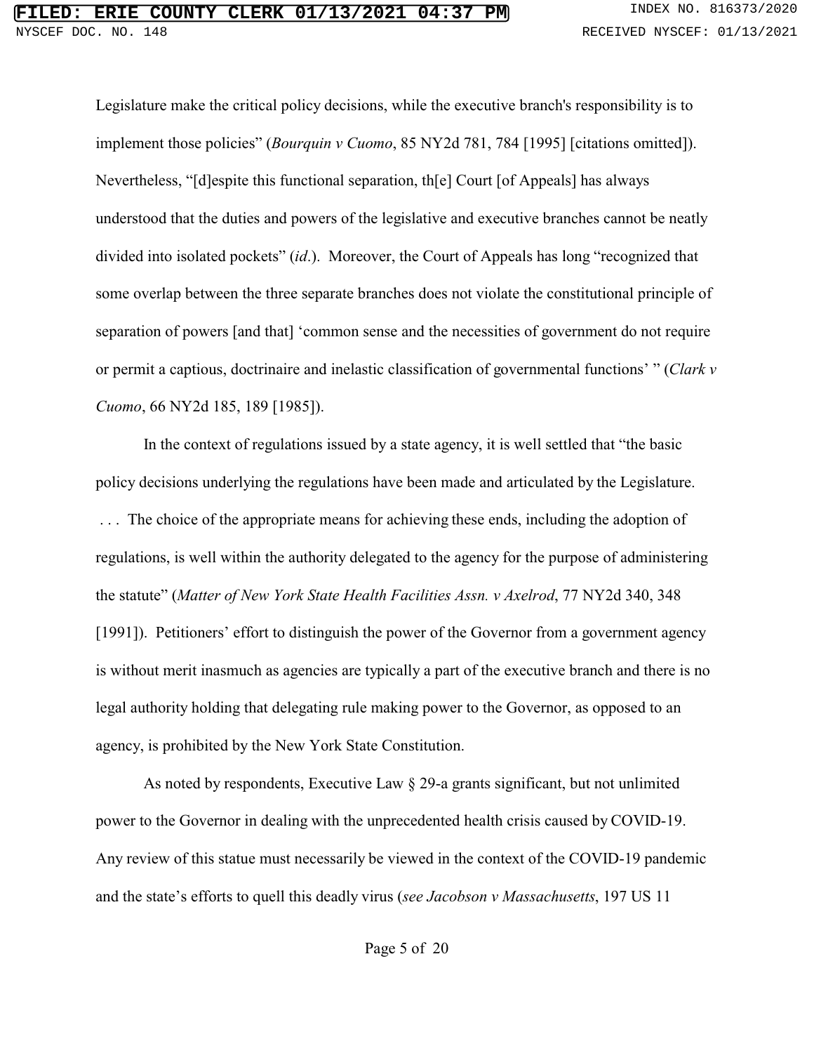Legislature make the critical policy decisions, while the executive branch's responsibility is to implement those policies" (*Bourquin v Cuomo*, 85 NY2d 781, 784 [1995] [citations omitted]). Nevertheless, "[d]espite this functional separation, th[e] Court [of Appeals] has always understood that the duties and powers of the legislative and executive branches cannot be neatly divided into isolated pockets" (*id*.). Moreover, the Court of Appeals has long "recognized that some overlap between the three separate branches does not violate the constitutional principle of separation of powers [and that] 'common sense and the necessities of government do not require or permit a captious, doctrinaire and inelastic classification of governmental functions' " (*Clark v Cuomo*, 66 NY2d 185, 189 [1985]).

In the context of regulations issued by a state agency, it is well settled that "the basic policy decisions underlying the regulations have been made and articulated by the Legislature. . . . The choice of the appropriate means for achieving these ends, including the adoption of regulations, is well within the authority delegated to the agency for the purpose of administering the statute" (*Matter of New York State Health Facilities Assn. v Axelrod*, 77 NY2d 340, 348 [1991]). Petitioners' effort to distinguish the power of the Governor from a government agency is without merit inasmuch as agencies are typically a part of the executive branch and there is no legal authority holding that delegating rule making power to the Governor, as opposed to an agency, is prohibited by the New York State Constitution.

As noted by respondents, Executive Law § 29-a grants significant, but not unlimited power to the Governor in dealing with the unprecedented health crisis caused by COVID-19. Any review of this statue must necessarily be viewed in the context of the COVID-19 pandemic and the state's efforts to quell this deadly virus (*see Jacobson v Massachusetts*, 197 US 11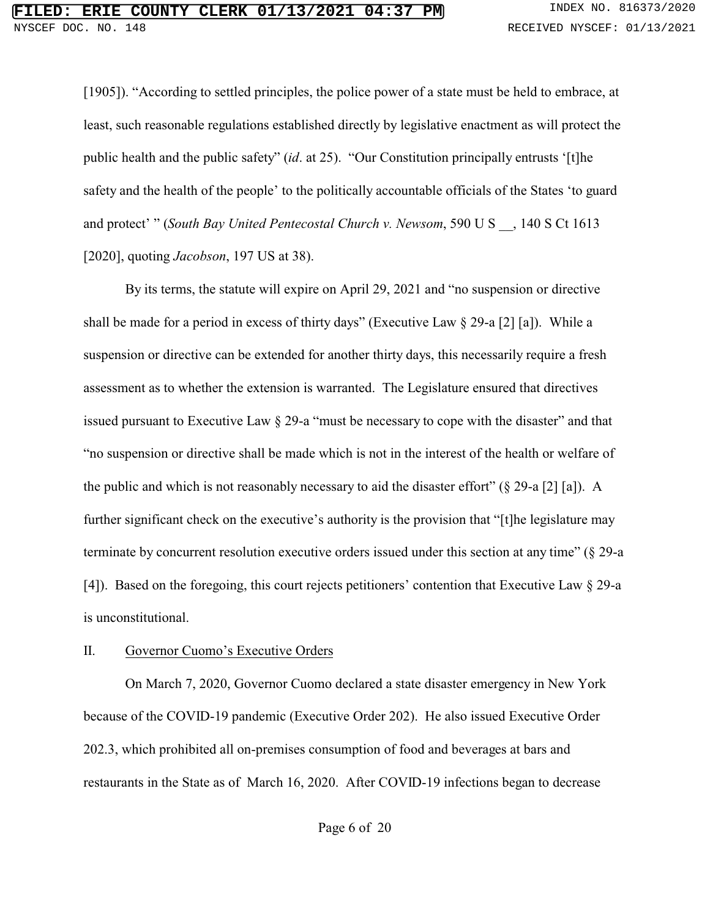[1905]). "According to settled principles, the police power of a state must be held to embrace, at least, such reasonable regulations established directly by legislative enactment as will protect the public health and the public safety" (*id*. at 25). "Our Constitution principally entrusts '[t]he safety and the health of the people' to the politically accountable officials of the States 'to guard and protect' " (*South Bay United Pentecostal Church v. Newsom*, 590 U S __, 140 S Ct 1613 [2020], quoting *Jacobson*, 197 US at 38).

By its terms, the statute will expire on April 29, 2021 and "no suspension or directive shall be made for a period in excess of thirty days" (Executive Law § 29-a [2] [a]). While a suspension or directive can be extended for another thirty days, this necessarily require a fresh assessment as to whether the extension is warranted. The Legislature ensured that directives issued pursuant to Executive Law § 29-a "must be necessary to cope with the disaster" and that "no suspension or directive shall be made which is not in the interest of the health or welfare of the public and which is not reasonably necessary to aid the disaster effort" (§ 29-a [2] [a]). A further significant check on the executive's authority is the provision that "[t]he legislature may terminate by concurrent resolution executive orders issued under this section at any time" (§ 29-a [4]). Based on the foregoing, this court rejects petitioners' contention that Executive Law § 29-a is unconstitutional.

II. <u>Governor Cuomo's Executive Orders</u>

On March 7, 2020, Governor Cuomo declared a state disaster emergency in New York because of the COVID-19 pandemic (Executive Order 202). He also issued Executive Order 202.3, which prohibited all on-premises consumption of food and beverages at bars and restaurants in the State as of March 16, 2020. After COVID-19 infections began to decrease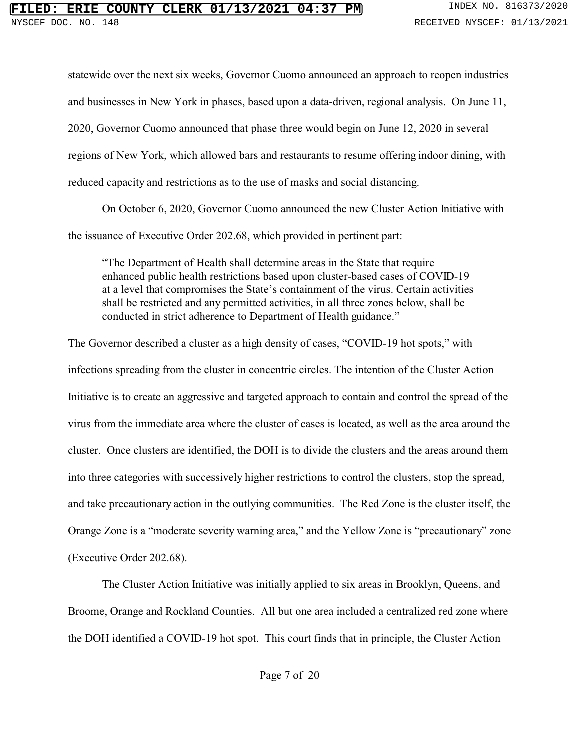statewide over the next six weeks, Governor Cuomo announced an approach to reopen industries and businesses in New York in phases, based upon a data-driven, regional analysis. On June 11, 2020, Governor Cuomo announced that phase three would begin on June 12, 2020 in several regions of New York, which allowed bars and restaurants to resume offering indoor dining, with reduced capacity and restrictions as to the use of masks and social distancing.

On October 6, 2020, Governor Cuomo announced the new Cluster Action Initiative with the issuance of Executive Order 202.68, which provided in pertinent part:

> "The Department of Health shall determine areas in the State that require enhanced public health restrictions based upon cluster-based cases of COVID-19 at a level that compromises the State's containment of the virus. Certain activities shall be restricted and any permitted activities, in all three zones below, shall be conducted in strict adherence to Department of Health guidance."

The Governor described a cluster as a high density of cases, "COVID-19 hot spots," with infections spreading from the cluster in concentric circles. The intention of the Cluster Action Initiative is to create an aggressive and targeted approach to contain and control the spread of the virus from the immediate area where the cluster of cases is located, as well as the area around the cluster. Once clusters are identified, the DOH is to divide the clusters and the areas around them into three categories with successively higher restrictions to control the clusters, stop the spread, and take precautionary action in the outlying communities. The Red Zone is the cluster itself, the Orange Zone is a "moderate severity warning area," and the Yellow Zone is "precautionary" zone (Executive Order 202.68).

The Cluster Action Initiative was initially applied to six areas in Brooklyn, Queens, and Broome, Orange and Rockland Counties. All but one area included a centralized red zone where the DOH identified a COVID-19 hot spot. This court finds that in principle, the Cluster Action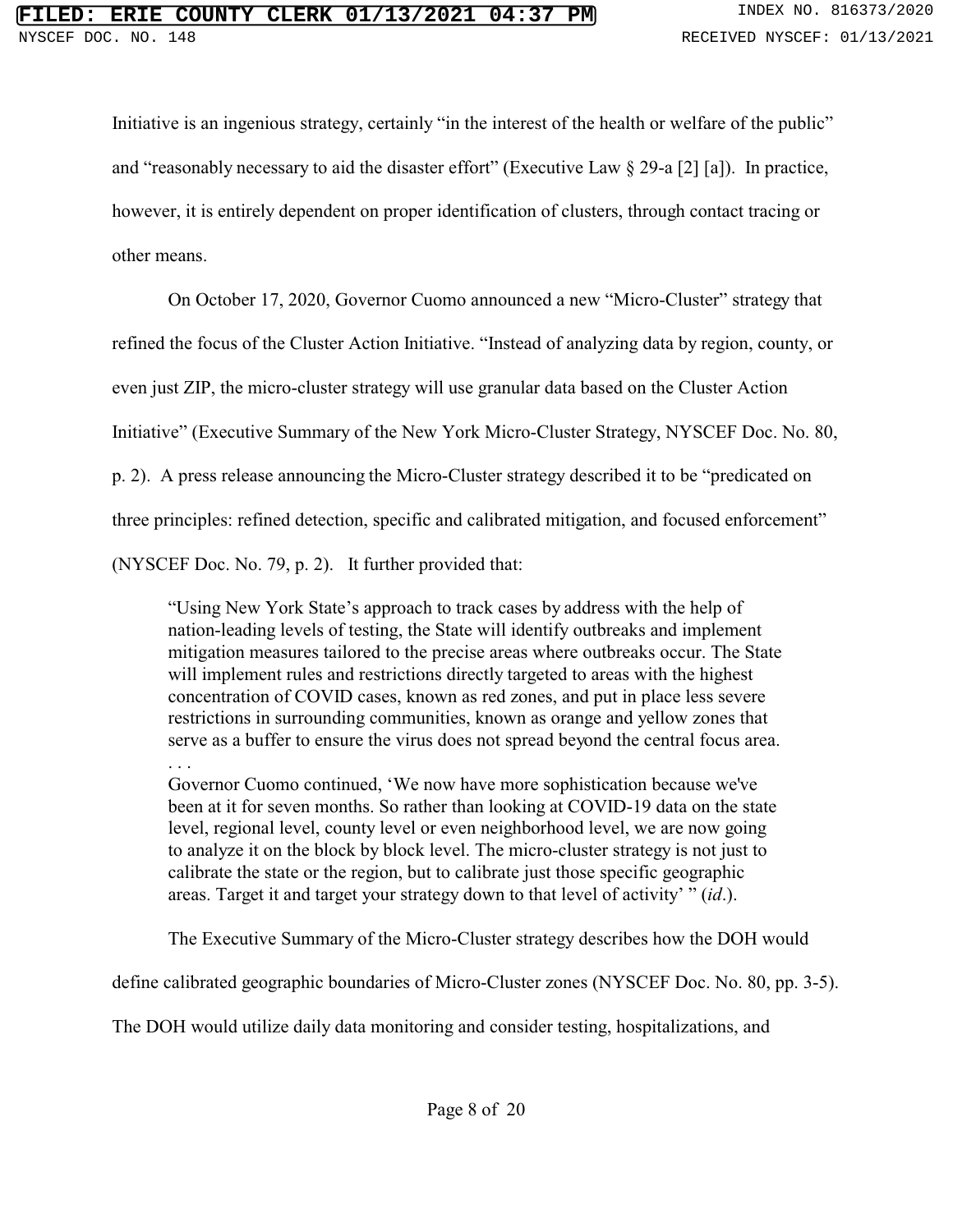Initiative is an ingenious strategy, certainly "in the interest of the health or welfare of the public" and "reasonably necessary to aid the disaster effort" (Executive Law § 29-a [2] [a]). In practice, however, it is entirely dependent on proper identification of clusters, through contact tracing or other means.

On October 17, 2020, Governor Cuomo announced a new "Micro-Cluster" strategy that refined the focus of the Cluster Action Initiative. "Instead of analyzing data by region, county, or even just ZIP, the micro-cluster strategy will use granular data based on the Cluster Action Initiative" (Executive Summary of the New York Micro-Cluster Strategy, NYSCEF Doc. No. 80, p. 2). A press release announcing the Micro-Cluster strategy described it to be "predicated on three principles: refined detection, specific and calibrated mitigation, and focused enforcement" (NYSCEF Doc. No. 79, p. 2). It further provided that:

> "Using New York State's approach to track cases by address with the help of nation-leading levels of testing, the State will identify outbreaks and implement mitigation measures tailored to the precise areas where outbreaks occur. The State will implement rules and restrictions directly targeted to areas with the highest concentration of COVID cases, known as red zones, and put in place less severe restrictions in surrounding communities, known as orange and yellow zones that serve as a buffer to ensure the virus does not spread beyond the central focus area.
> . . .
> Governor Cuomo continued, 'We now have more sophistication because we've been at it for seven months. So rather than looking at COVID-19 data on the state level, regional level, county level or even neighborhood level, we are now going to analyze it on the block by block level. The micro-cluster strategy is not just to calibrate the state or the region, but to calibrate just those specific geographic areas. Target it and target your strategy down to that level of activity' " (*id*.).

The Executive Summary of the Micro-Cluster strategy describes how the DOH would define calibrated geographic boundaries of Micro-Cluster zones (NYSCEF Doc. No. 80, pp. 3-5). The DOH would utilize daily data monitoring and consider testing, hospitalizations, and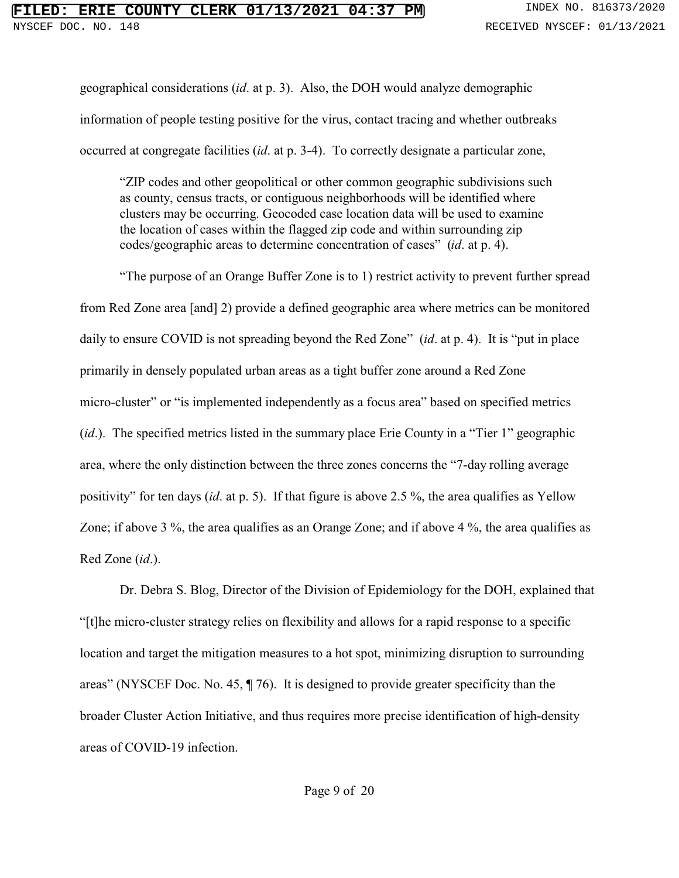geographical considerations (*id*. at p. 3). Also, the DOH would analyze demographic information of people testing positive for the virus, contact tracing and whether outbreaks occurred at congregate facilities (*id*. at p. 3-4). To correctly designate a particular zone,

> "ZIP codes and other geopolitical or other common geographic subdivisions such as county, census tracts, or contiguous neighborhoods will be identified where clusters may be occurring. Geocoded case location data will be used to examine the location of cases within the flagged zip code and within surrounding zip codes/geographic areas to determine concentration of cases" (*id*. at p. 4).

"The purpose of an Orange Buffer Zone is to 1) restrict activity to prevent further spread from Red Zone area [and] 2) provide a defined geographic area where metrics can be monitored daily to ensure COVID is not spreading beyond the Red Zone" (*id*. at p. 4). It is "put in place primarily in densely populated urban areas as a tight buffer zone around a Red Zone micro-cluster" or "is implemented independently as a focus area" based on specified metrics (*id*.). The specified metrics listed in the summary place Erie County in a "Tier 1" geographic area, where the only distinction between the three zones concerns the "7-day rolling average positivity" for ten days (*id*. at p. 5). If that figure is above 2.5 %, the area qualifies as Yellow Zone; if above 3 %, the area qualifies as an Orange Zone; and if above 4 %, the area qualifies as Red Zone (*id*.).

Dr. Debra S. Blog, Director of the Division of Epidemiology for the DOH, explained that "[t]he micro-cluster strategy relies on flexibility and allows for a rapid response to a specific location and target the mitigation measures to a hot spot, minimizing disruption to surrounding areas" (NYSCEF Doc. No. 45, ¶ 76). It is designed to provide greater specificity than the broader Cluster Action Initiative, and thus requires more precise identification of high-density areas of COVID-19 infection.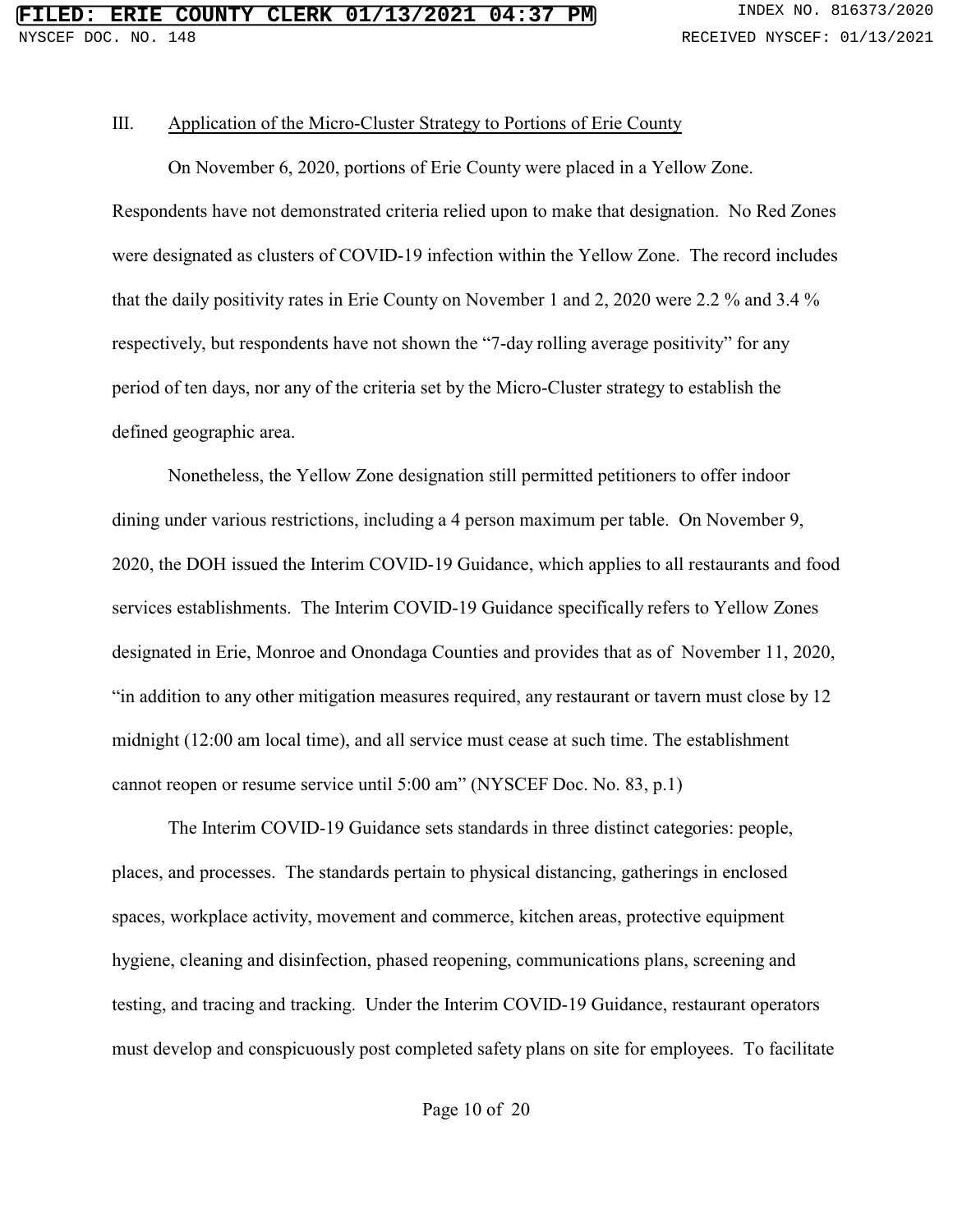III. Application of the Micro-Cluster Strategy to Portions of Erie County

On November 6, 2020, portions of Erie County were placed in a Yellow Zone. Respondents have not demonstrated criteria relied upon to make that designation. No Red Zones were designated as clusters of COVID-19 infection within the Yellow Zone. The record includes that the daily positivity rates in Erie County on November 1 and 2, 2020 were 2.2 % and 3.4 % respectively, but respondents have not shown the "7-day rolling average positivity" for any period of ten days, nor any of the criteria set by the Micro-Cluster strategy to establish the defined geographic area.

Nonetheless, the Yellow Zone designation still permitted petitioners to offer indoor dining under various restrictions, including a 4 person maximum per table. On November 9, 2020, the DOH issued the Interim COVID-19 Guidance, which applies to all restaurants and food services establishments. The Interim COVID-19 Guidance specifically refers to Yellow Zones designated in Erie, Monroe and Onondaga Counties and provides that as of November 11, 2020, "in addition to any other mitigation measures required, any restaurant or tavern must close by 12 midnight (12:00 am local time), and all service must cease at such time. The establishment cannot reopen or resume service until 5:00 am" (NYSCEF Doc. No. 83, p.1)

The Interim COVID-19 Guidance sets standards in three distinct categories: people, places, and processes. The standards pertain to physical distancing, gatherings in enclosed spaces, workplace activity, movement and commerce, kitchen areas, protective equipment hygiene, cleaning and disinfection, phased reopening, communications plans, screening and testing, and tracing and tracking. Under the Interim COVID-19 Guidance, restaurant operators must develop and conspicuously post completed safety plans on site for employees. To facilitate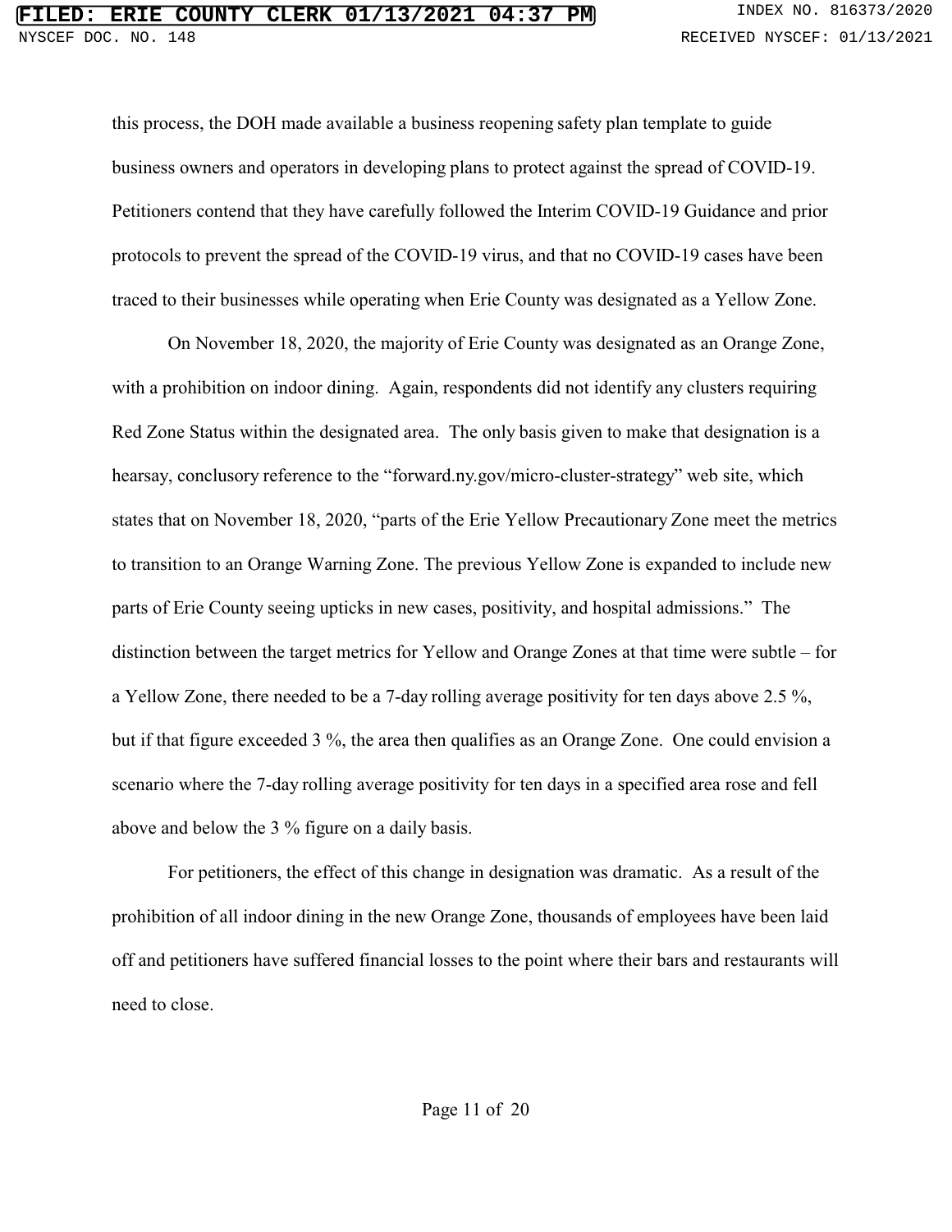this process, the DOH made available a business reopening safety plan template to guide business owners and operators in developing plans to protect against the spread of COVID-19. Petitioners contend that they have carefully followed the Interim COVID-19 Guidance and prior protocols to prevent the spread of the COVID-19 virus, and that no COVID-19 cases have been traced to their businesses while operating when Erie County was designated as a Yellow Zone.

On November 18, 2020, the majority of Erie County was designated as an Orange Zone, with a prohibition on indoor dining. Again, respondents did not identify any clusters requiring Red Zone Status within the designated area. The only basis given to make that designation is a hearsay, conclusory reference to the "forward.ny.gov/micro-cluster-strategy" web site, which states that on November 18, 2020, "parts of the Erie Yellow Precautionary Zone meet the metrics to transition to an Orange Warning Zone. The previous Yellow Zone is expanded to include new parts of Erie County seeing upticks in new cases, positivity, and hospital admissions." The distinction between the target metrics for Yellow and Orange Zones at that time were subtle – for a Yellow Zone, there needed to be a 7-day rolling average positivity for ten days above 2.5 %, but if that figure exceeded 3 %, the area then qualifies as an Orange Zone. One could envision a scenario where the 7-day rolling average positivity for ten days in a specified area rose and fell above and below the 3 % figure on a daily basis.

For petitioners, the effect of this change in designation was dramatic. As a result of the prohibition of all indoor dining in the new Orange Zone, thousands of employees have been laid off and petitioners have suffered financial losses to the point where their bars and restaurants will need to close.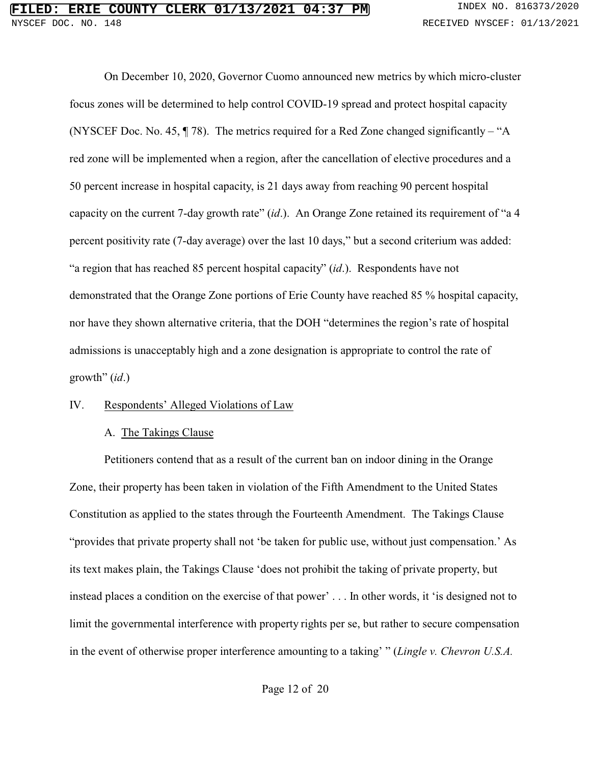On December 10, 2020, Governor Cuomo announced new metrics by which micro-cluster focus zones will be determined to help control COVID-19 spread and protect hospital capacity (NYSCEF Doc. No. 45, ¶ 78). The metrics required for a Red Zone changed significantly – "A red zone will be implemented when a region, after the cancellation of elective procedures and a 50 percent increase in hospital capacity, is 21 days away from reaching 90 percent hospital capacity on the current 7-day growth rate" (*id*.). An Orange Zone retained its requirement of "a 4 percent positivity rate (7-day average) over the last 10 days," but a second criterium was added: "a region that has reached 85 percent hospital capacity" (*id*.). Respondents have not demonstrated that the Orange Zone portions of Erie County have reached 85 % hospital capacity, nor have they shown alternative criteria, that the DOH "determines the region's rate of hospital admissions is unacceptably high and a zone designation is appropriate to control the rate of growth" (*id*.)

IV. <u>Respondents' Alleged Violations of Law</u>

A. <u>The Takings Clause</u>

Petitioners contend that as a result of the current ban on indoor dining in the Orange Zone, their property has been taken in violation of the Fifth Amendment to the United States Constitution as applied to the states through the Fourteenth Amendment. The Takings Clause "provides that private property shall not 'be taken for public use, without just compensation.' As its text makes plain, the Takings Clause 'does not prohibit the taking of private property, but instead places a condition on the exercise of that power' . . . In other words, it 'is designed not to limit the governmental interference with property rights per se, but rather to secure compensation in the event of otherwise proper interference amounting to a taking' " (*Lingle v. Chevron U.S.A.*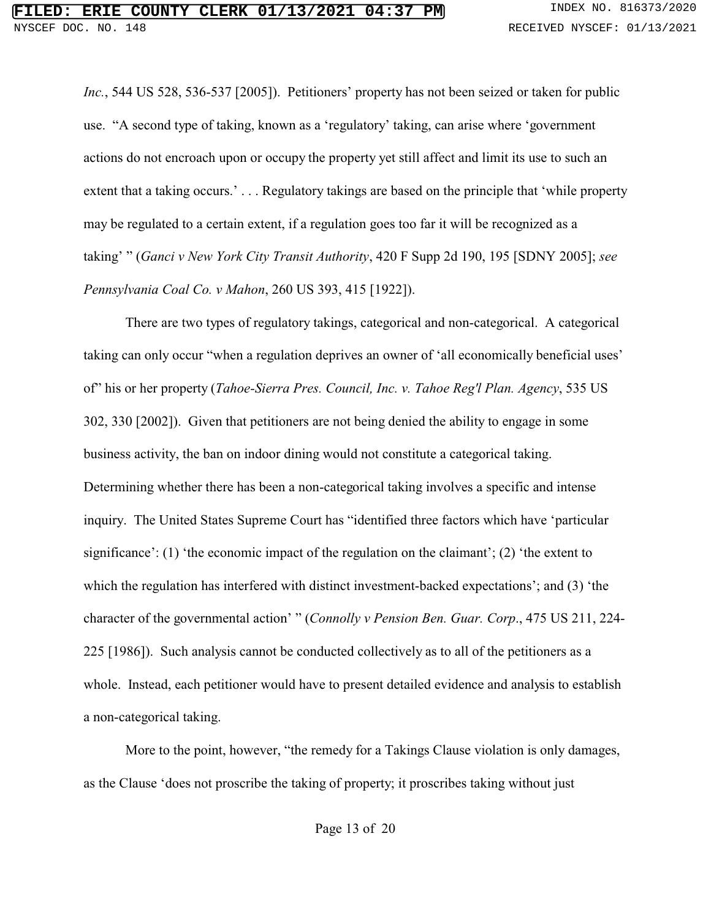*Inc.*, 544 US 528, 536-537 [2005]). Petitioners' property has not been seized or taken for public use. "A second type of taking, known as a 'regulatory' taking, can arise where 'government actions do not encroach upon or occupy the property yet still affect and limit its use to such an extent that a taking occurs.' . . . Regulatory takings are based on the principle that 'while property may be regulated to a certain extent, if a regulation goes too far it will be recognized as a taking' " (*Ganci v New York City Transit Authority*, 420 F Supp 2d 190, 195 [SDNY 2005]; *see Pennsylvania Coal Co. v Mahon*, 260 US 393, 415 [1922]).

There are two types of regulatory takings, categorical and non-categorical. A categorical taking can only occur "when a regulation deprives an owner of 'all economically beneficial uses' of" his or her property (*Tahoe-Sierra Pres. Council, Inc. v. Tahoe Reg'l Plan. Agency*, 535 US 302, 330 [2002]). Given that petitioners are not being denied the ability to engage in some business activity, the ban on indoor dining would not constitute a categorical taking. Determining whether there has been a non-categorical taking involves a specific and intense inquiry. The United States Supreme Court has "identified three factors which have 'particular significance': (1) 'the economic impact of the regulation on the claimant'; (2) 'the extent to which the regulation has interfered with distinct investment-backed expectations'; and (3) 'the character of the governmental action' " (*Connolly v Pension Ben. Guar. Corp.*, 475 US 211, 224-225 [1986]). Such analysis cannot be conducted collectively as to all of the petitioners as a whole. Instead, each petitioner would have to present detailed evidence and analysis to establish a non-categorical taking.

More to the point, however, "the remedy for a Takings Clause violation is only damages, as the Clause 'does not proscribe the taking of property; it proscribes taking without just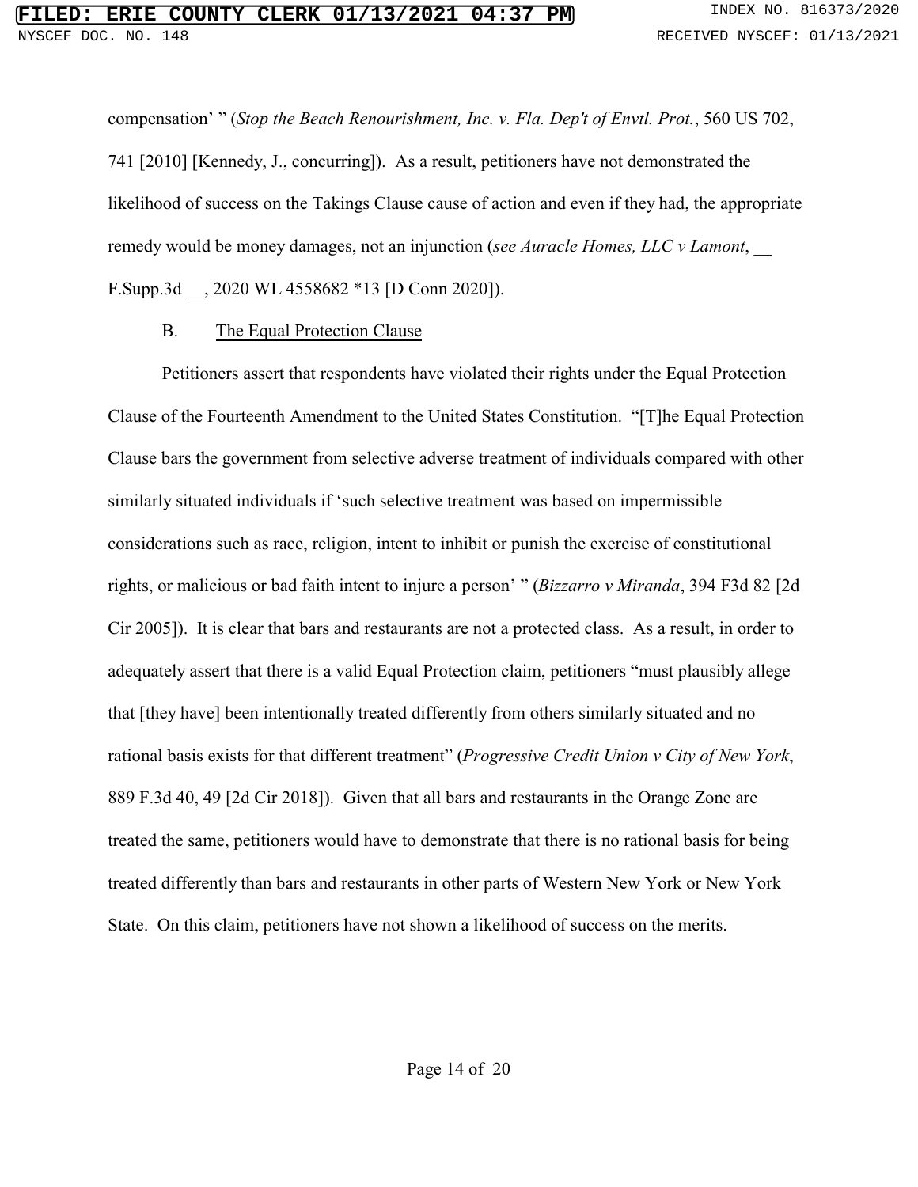compensation' " (*Stop the Beach Renourishment, Inc. v. Fla. Dep't of Envtl. Prot.*, 560 US 702, 741 [2010] [Kennedy, J., concurring]). As a result, petitioners have not demonstrated the likelihood of success on the Takings Clause cause of action and even if they had, the appropriate remedy would be money damages, not an injunction (*see Auracle Homes, LLC v Lamont*, __ F.Supp.3d __, 2020 WL 4558682 *13 [D Conn 2020]).

B. <u>The Equal Protection Clause</u>

Petitioners assert that respondents have violated their rights under the Equal Protection Clause of the Fourteenth Amendment to the United States Constitution. "[T]he Equal Protection Clause bars the government from selective adverse treatment of individuals compared with other similarly situated individuals if 'such selective treatment was based on impermissible considerations such as race, religion, intent to inhibit or punish the exercise of constitutional rights, or malicious or bad faith intent to injure a person' " (*Bizzarro v Miranda*, 394 F3d 82 [2d Cir 2005]). It is clear that bars and restaurants are not a protected class. As a result, in order to adequately assert that there is a valid Equal Protection claim, petitioners "must plausibly allege that [they have] been intentionally treated differently from others similarly situated and no rational basis exists for that different treatment" (*Progressive Credit Union v City of New York*, 889 F.3d 40, 49 [2d Cir 2018]). Given that all bars and restaurants in the Orange Zone are treated the same, petitioners would have to demonstrate that there is no rational basis for being treated differently than bars and restaurants in other parts of Western New York or New York State. On this claim, petitioners have not shown a likelihood of success on the merits.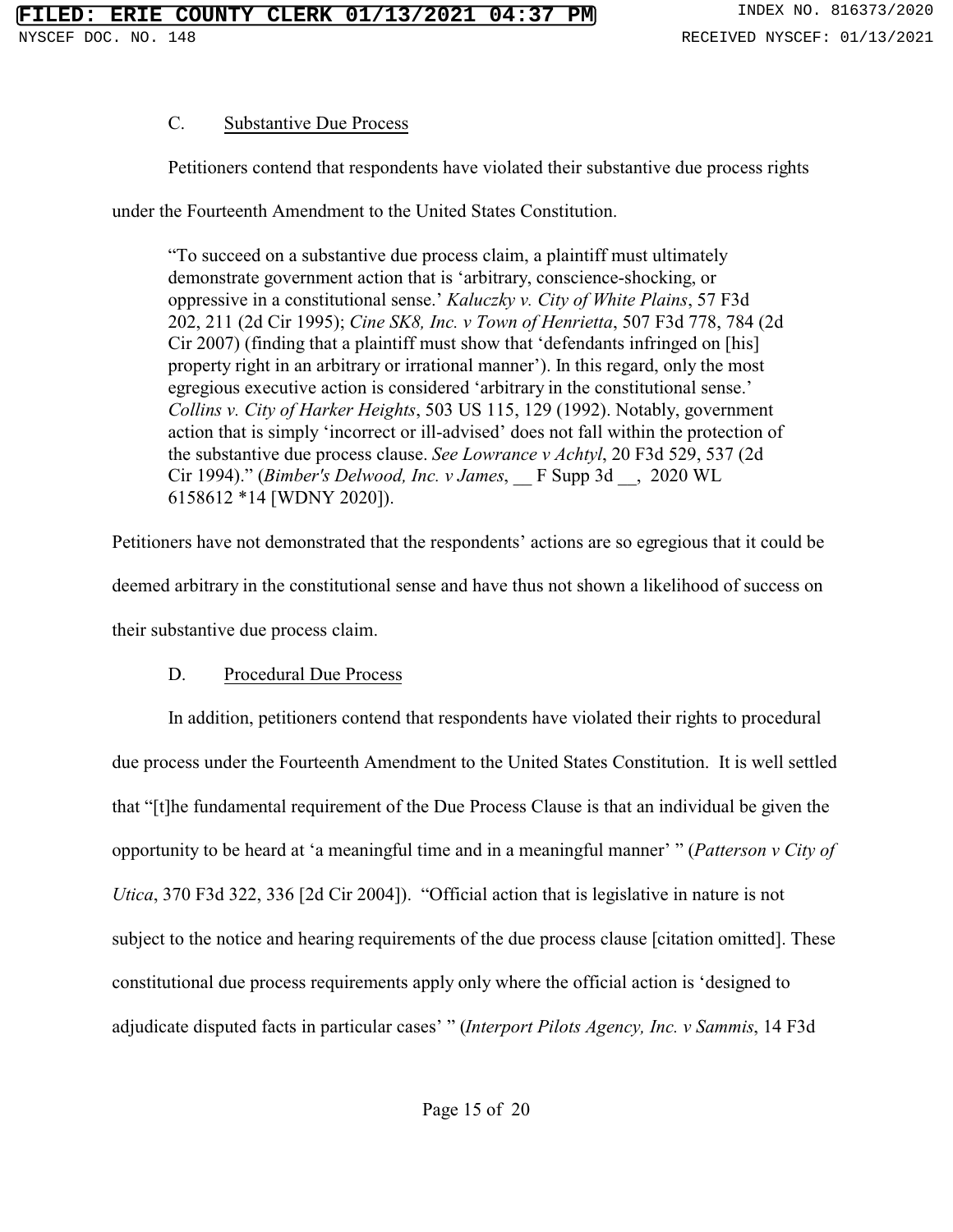C. <u>Substantive Due Process</u>

Petitioners contend that respondents have violated their substantive due process rights under the Fourteenth Amendment to the United States Constitution.

> "To succeed on a substantive due process claim, a plaintiff must ultimately demonstrate government action that is 'arbitrary, conscience-shocking, or oppressive in a constitutional sense.' *Kaluczky v. City of White Plains*, 57 F3d 202, 211 (2d Cir 1995); *Cine SK8, Inc. v Town of Henrietta*, 507 F3d 778, 784 (2d Cir 2007) (finding that a plaintiff must show that 'defendants infringed on [his] property right in an arbitrary or irrational manner'). In this regard, only the most egregious executive action is considered 'arbitrary in the constitutional sense.' *Collins v. City of Harker Heights*, 503 US 115, 129 (1992). Notably, government action that is simply 'incorrect or ill-advised' does not fall within the protection of the substantive due process clause. *See Lowrance v Achtyl*, 20 F3d 529, 537 (2d Cir 1994)." (*Bimber's Delwood, Inc. v James*, __ F Supp 3d __, 2020 WL 6158612 *14 [WDNY 2020]).

Petitioners have not demonstrated that the respondents' actions are so egregious that it could be deemed arbitrary in the constitutional sense and have thus not shown a likelihood of success on their substantive due process claim.

D. <u>Procedural Due Process</u>

In addition, petitioners contend that respondents have violated their rights to procedural due process under the Fourteenth Amendment to the United States Constitution. It is well settled that "[t]he fundamental requirement of the Due Process Clause is that an individual be given the opportunity to be heard at 'a meaningful time and in a meaningful manner' " (*Patterson v City of Utica*, 370 F3d 322, 336 [2d Cir 2004]). "Official action that is legislative in nature is not subject to the notice and hearing requirements of the due process clause [citation omitted]. These constitutional due process requirements apply only where the official action is 'designed to adjudicate disputed facts in particular cases' " (*Interport Pilots Agency, Inc. v Sammis*, 14 F3d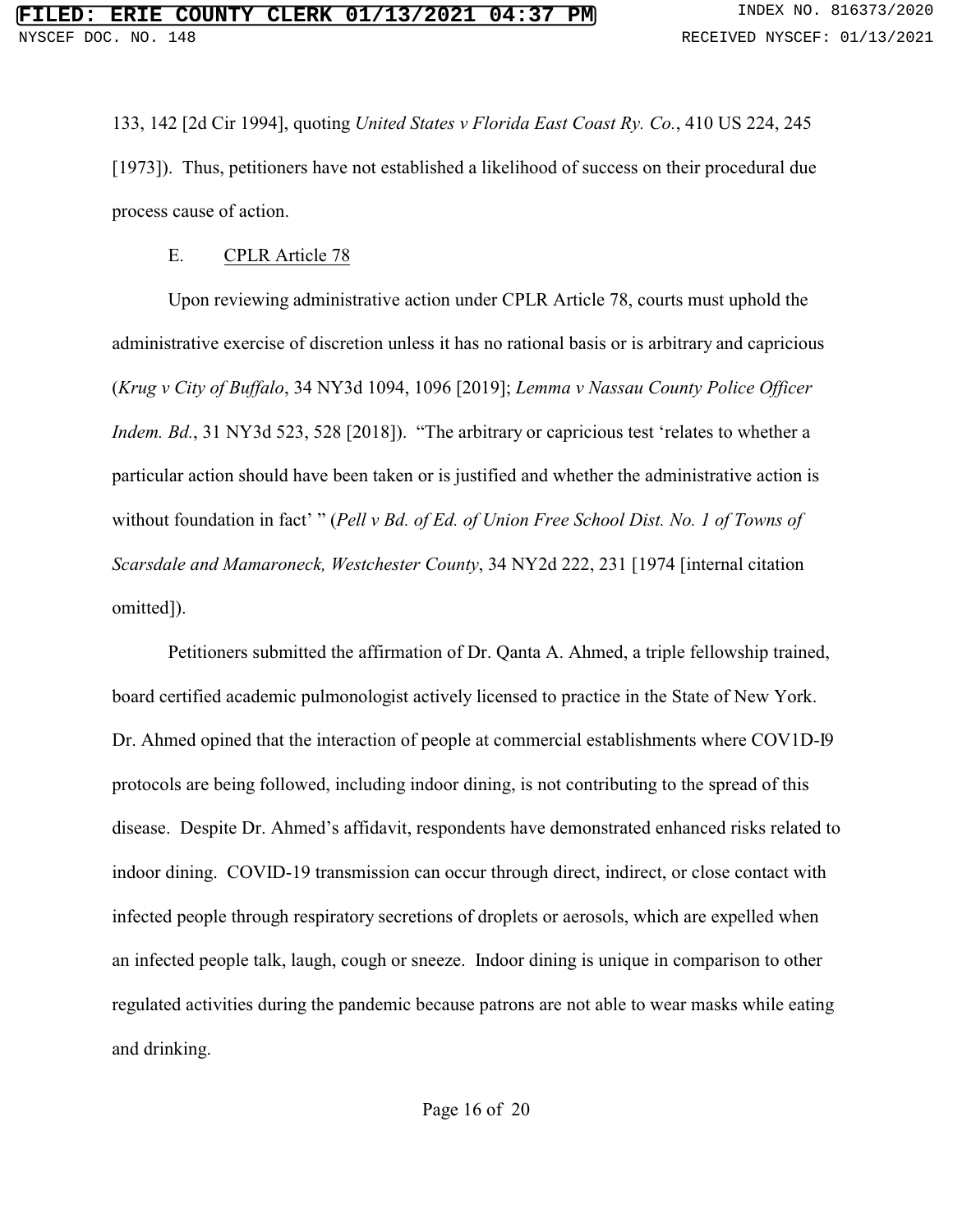133, 142 [2d Cir 1994], quoting *United States v Florida East Coast Ry. Co.*, 410 US 224, 245 [1973]). Thus, petitioners have not established a likelihood of success on their procedural due process cause of action.

E. <u>CPLR Article 78</u>

Upon reviewing administrative action under CPLR Article 78, courts must uphold the administrative exercise of discretion unless it has no rational basis or is arbitrary and capricious (*Krug v City of Buffalo*, 34 NY3d 1094, 1096 [2019]; *Lemma v Nassau County Police Officer Indem. Bd.*, 31 NY3d 523, 528 [2018]). "The arbitrary or capricious test 'relates to whether a particular action should have been taken or is justified and whether the administrative action is without foundation in fact' " (*Pell v Bd. of Ed. of Union Free School Dist. No. 1 of Towns of Scarsdale and Mamaroneck, Westchester County*, 34 NY2d 222, 231 [1974 [internal citation omitted]).

Petitioners submitted the affirmation of Dr. Qanta A. Ahmed, a triple fellowship trained, board certified academic pulmonologist actively licensed to practice in the State of New York. Dr. Ahmed opined that the interaction of people at commercial establishments where COV1D-I9 protocols are being followed, including indoor dining, is not contributing to the spread of this disease. Despite Dr. Ahmed's affidavit, respondents have demonstrated enhanced risks related to indoor dining. COVID-19 transmission can occur through direct, indirect, or close contact with infected people through respiratory secretions of droplets or aerosols, which are expelled when an infected people talk, laugh, cough or sneeze. Indoor dining is unique in comparison to other regulated activities during the pandemic because patrons are not able to wear masks while eating and drinking.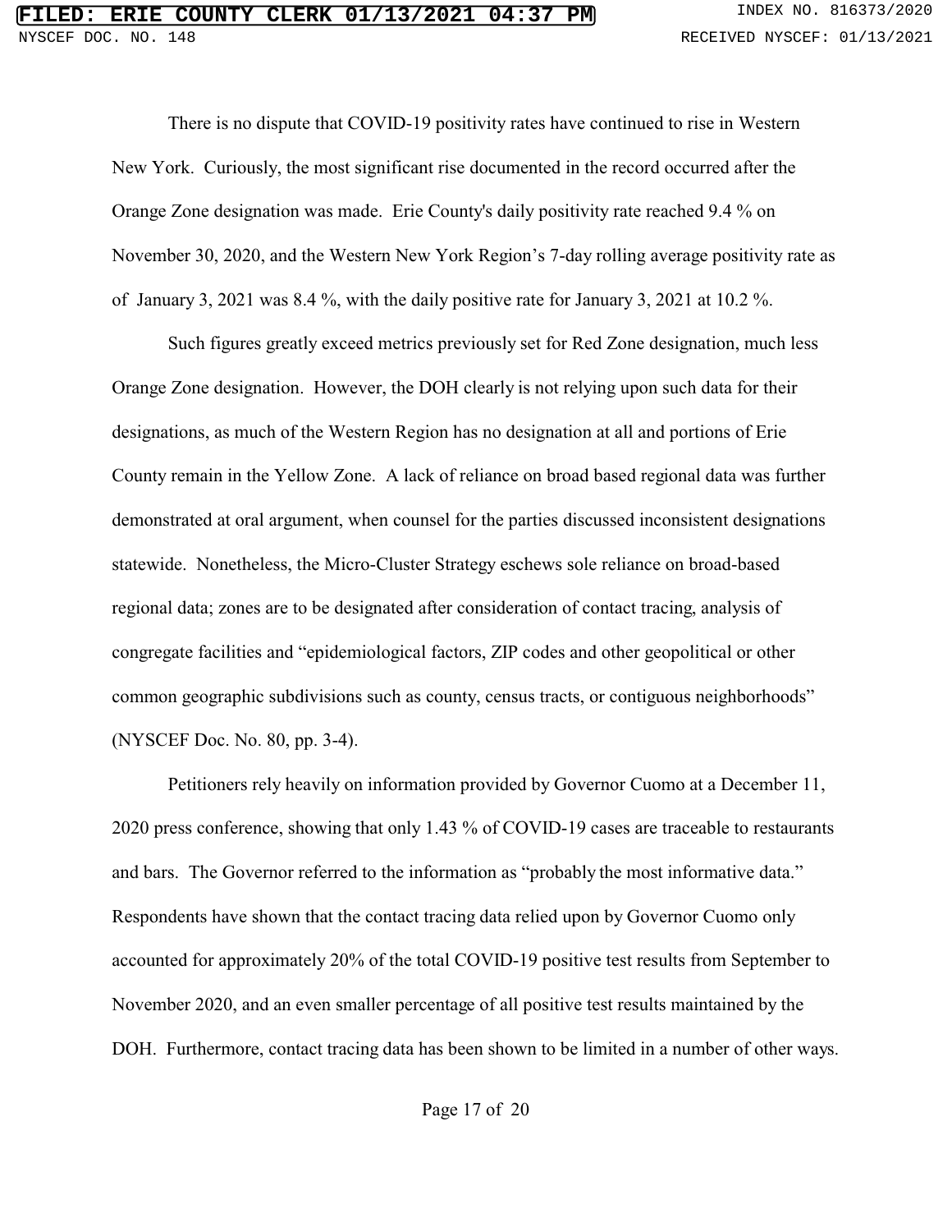There is no dispute that COVID-19 positivity rates have continued to rise in Western New York. Curiously, the most significant rise documented in the record occurred after the Orange Zone designation was made. Erie County's daily positivity rate reached 9.4 % on November 30, 2020, and the Western New York Region's 7-day rolling average positivity rate as of January 3, 2021 was 8.4 %, with the daily positive rate for January 3, 2021 at 10.2 %.

Such figures greatly exceed metrics previously set for Red Zone designation, much less Orange Zone designation. However, the DOH clearly is not relying upon such data for their designations, as much of the Western Region has no designation at all and portions of Erie County remain in the Yellow Zone. A lack of reliance on broad based regional data was further demonstrated at oral argument, when counsel for the parties discussed inconsistent designations statewide. Nonetheless, the Micro-Cluster Strategy eschews sole reliance on broad-based regional data; zones are to be designated after consideration of contact tracing, analysis of congregate facilities and "epidemiological factors, ZIP codes and other geopolitical or other common geographic subdivisions such as county, census tracts, or contiguous neighborhoods" (NYSCEF Doc. No. 80, pp. 3-4).

Petitioners rely heavily on information provided by Governor Cuomo at a December 11, 2020 press conference, showing that only 1.43 % of COVID-19 cases are traceable to restaurants and bars. The Governor referred to the information as "probably the most informative data." Respondents have shown that the contact tracing data relied upon by Governor Cuomo only accounted for approximately 20% of the total COVID-19 positive test results from September to November 2020, and an even smaller percentage of all positive test results maintained by the DOH. Furthermore, contact tracing data has been shown to be limited in a number of other ways.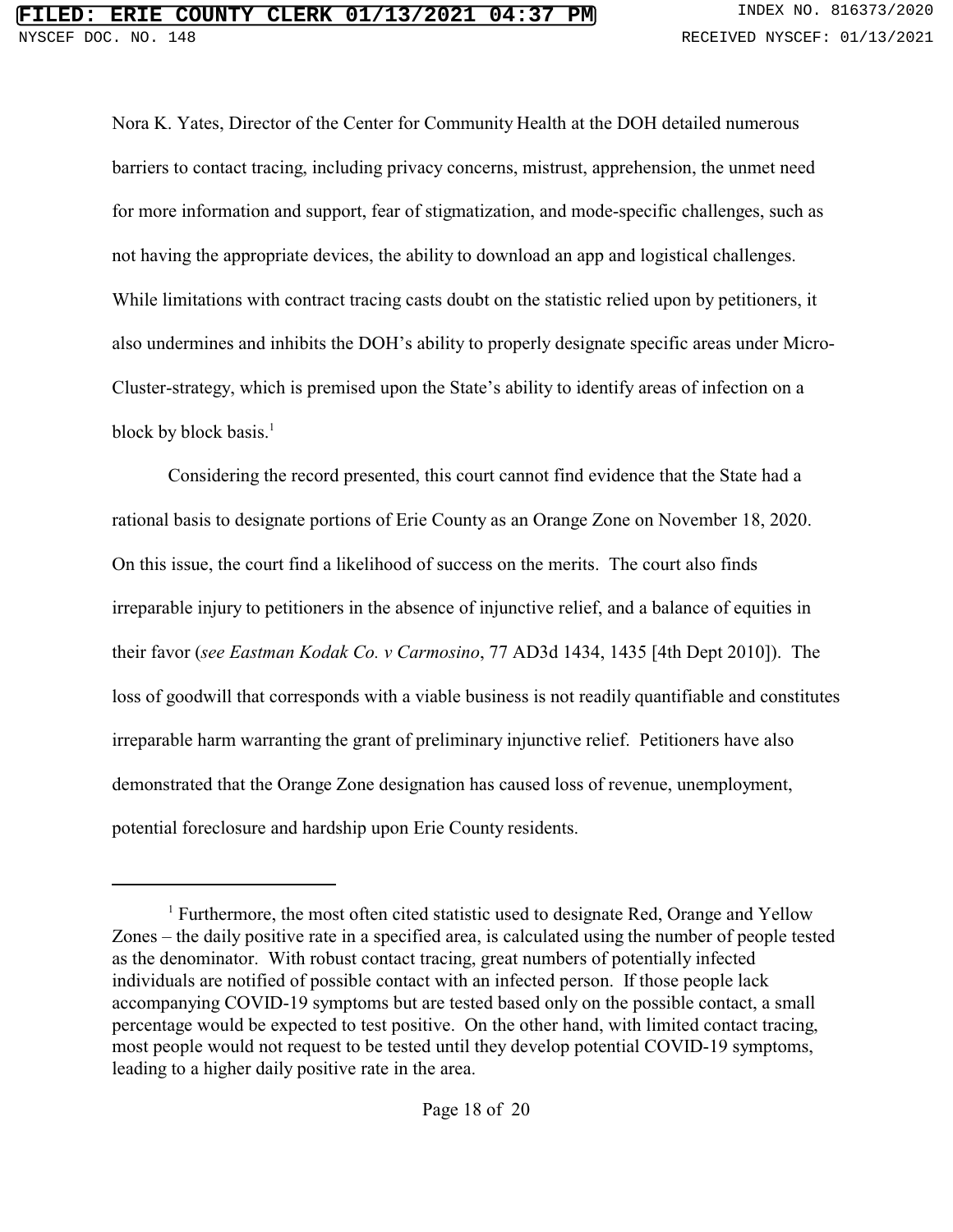Nora K. Yates, Director of the Center for Community Health at the DOH detailed numerous barriers to contact tracing, including privacy concerns, mistrust, apprehension, the unmet need for more information and support, fear of stigmatization, and mode-specific challenges, such as not having the appropriate devices, the ability to download an app and logistical challenges. While limitations with contract tracing casts doubt on the statistic relied upon by petitioners, it also undermines and inhibits the DOH's ability to properly designate specific areas under Micro-Cluster-strategy, which is premised upon the State's ability to identify areas of infection on a block by block basis.[1]

Considering the record presented, this court cannot find evidence that the State had a rational basis to designate portions of Erie County as an Orange Zone on November 18, 2020. On this issue, the court find a likelihood of success on the merits. The court also finds irreparable injury to petitioners in the absence of injunctive relief, and a balance of equities in their favor (*see Eastman Kodak Co. v Carmosino*, 77 AD3d 1434, 1435 [4th Dept 2010]). The loss of goodwill that corresponds with a viable business is not readily quantifiable and constitutes irreparable harm warranting the grant of preliminary injunctive relief. Petitioners have also demonstrated that the Orange Zone designation has caused loss of revenue, unemployment, potential foreclosure and hardship upon Erie County residents.

---

[1] Furthermore, the most often cited statistic used to designate Red, Orange and Yellow Zones – the daily positive rate in a specified area, is calculated using the number of people tested as the denominator. With robust contact tracing, great numbers of potentially infected individuals are notified of possible contact with an infected person. If those people lack accompanying COVID-19 symptoms but are tested based only on the possible contact, a small percentage would be expected to test positive. On the other hand, with limited contact tracing, most people would not request to be tested until they develop potential COVID-19 symptoms, leading to a higher daily positive rate in the area.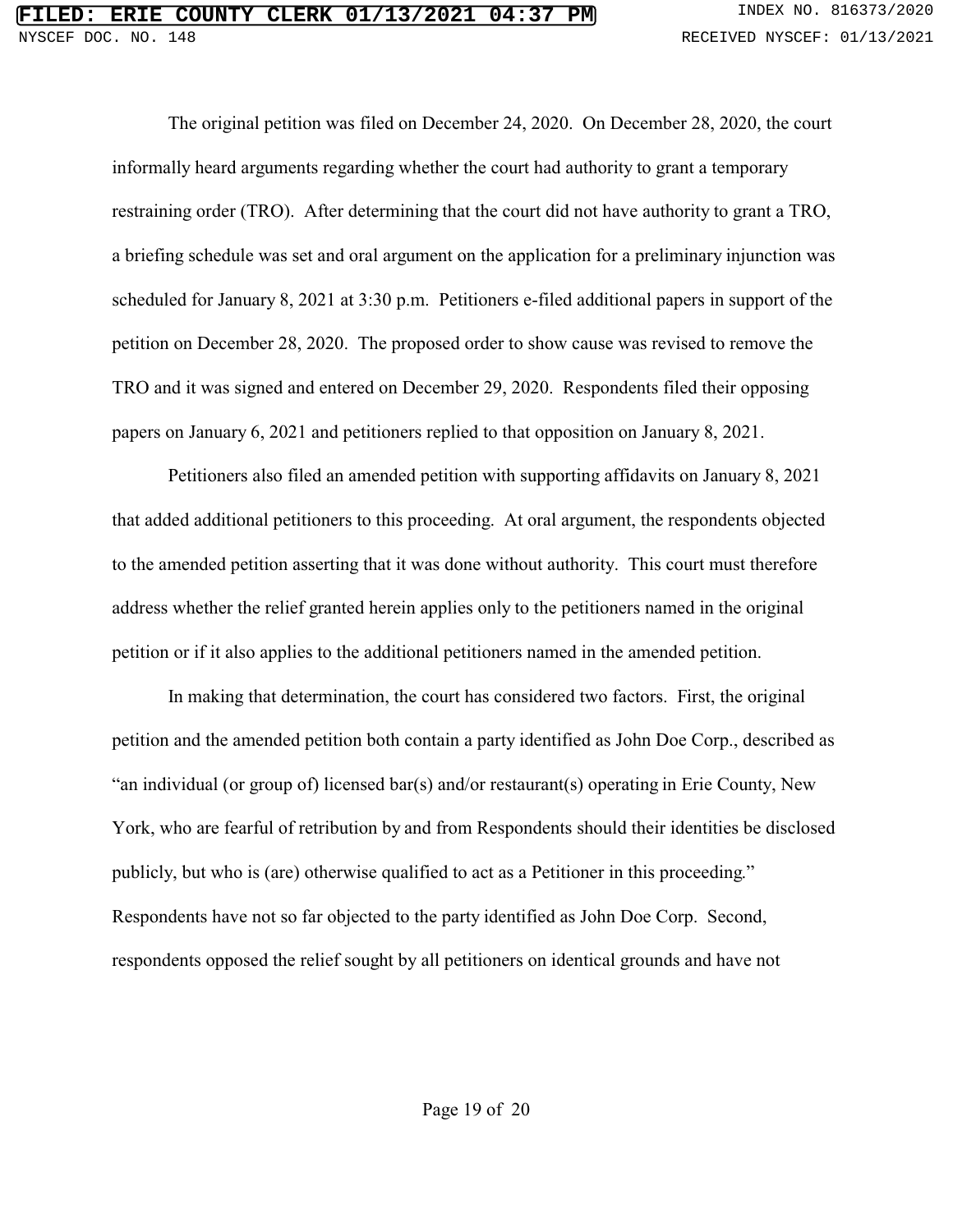The original petition was filed on December 24, 2020. On December 28, 2020, the court informally heard arguments regarding whether the court had authority to grant a temporary restraining order (TRO). After determining that the court did not have authority to grant a TRO, a briefing schedule was set and oral argument on the application for a preliminary injunction was scheduled for January 8, 2021 at 3:30 p.m. Petitioners e-filed additional papers in support of the petition on December 28, 2020. The proposed order to show cause was revised to remove the TRO and it was signed and entered on December 29, 2020. Respondents filed their opposing papers on January 6, 2021 and petitioners replied to that opposition on January 8, 2021.

Petitioners also filed an amended petition with supporting affidavits on January 8, 2021 that added additional petitioners to this proceeding. At oral argument, the respondents objected to the amended petition asserting that it was done without authority. This court must therefore address whether the relief granted herein applies only to the petitioners named in the original petition or if it also applies to the additional petitioners named in the amended petition.

In making that determination, the court has considered two factors. First, the original petition and the amended petition both contain a party identified as John Doe Corp., described as "an individual (or group of) licensed bar(s) and/or restaurant(s) operating in Erie County, New York, who are fearful of retribution by and from Respondents should their identities be disclosed publicly, but who is (are) otherwise qualified to act as a Petitioner in this proceeding." Respondents have not so far objected to the party identified as John Doe Corp. Second, respondents opposed the relief sought by all petitioners on identical grounds and have not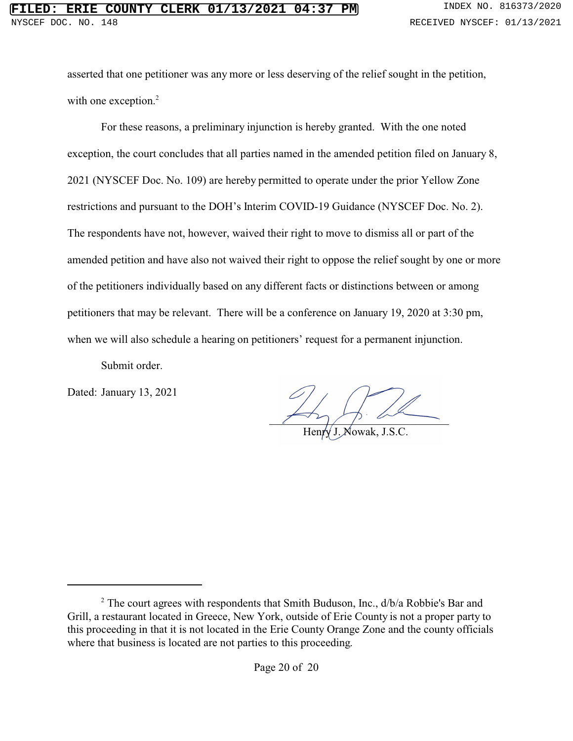asserted that one petitioner was any more or less deserving of the relief sought in the petition, with one exception.[2]

For these reasons, a preliminary injunction is hereby granted. With the one noted exception, the court concludes that all parties named in the amended petition filed on January 8, 2021 (NYSCEF Doc. No. 109) are hereby permitted to operate under the prior Yellow Zone restrictions and pursuant to the DOH's Interim COVID-19 Guidance (NYSCEF Doc. No. 2). The respondents have not, however, waived their right to move to dismiss all or part of the amended petition and have also not waived their right to oppose the relief sought by one or more of the petitioners individually based on any different facts or distinctions between or among petitioners that may be relevant. There will be a conference on January 19, 2020 at 3:30 pm, when we will also schedule a hearing on petitioners' request for a permanent injunction.

Submit order.

Dated: January 13, 2021

Henry J. Nowak, J.S.C.

---

[2] The court agrees with respondents that Smith Buduson, Inc., d/b/a Robbie's Bar and Grill, a restaurant located in Greece, New York, outside of Erie County is not a proper party to this proceeding in that it is not located in the Erie County Orange Zone and the county officials where that business is located are not parties to this proceeding.